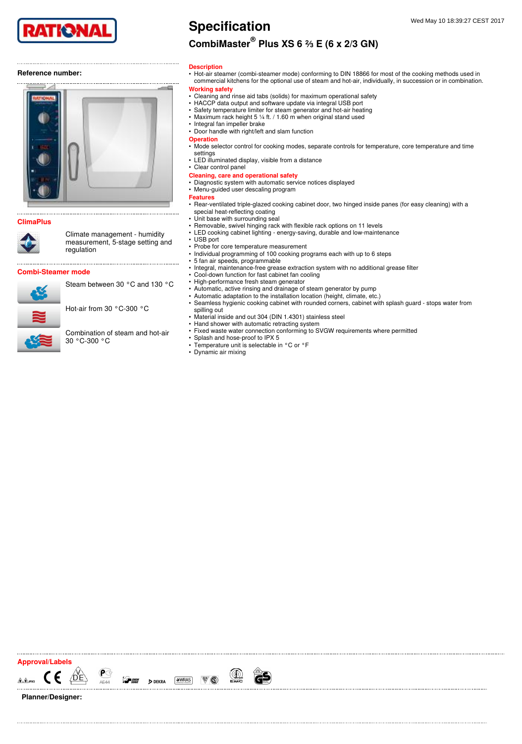# Specification

## CombiMaster® Plus XS 6 ⅔ E (6 x 2/3 GN)

Wed May 10 18:39:27 CEST 2017

**Reference number:**

### ClimaPlus

Climate management - humidity measurement, 5-stage setting and regulation

### Combi-Steamer mode

Steam between 30 °C and 130 °C

Hot-air from 30 °C-300 °C

Combination of steam and hot-air 30 °C-300 °C

### Description

- Hot-air steamer (combi-steamer mode) conforming to DIN 18866 for most of the cooking methods used in commercial kitchens for the optional use of steam and hot-air, individually, in succession or in combination.

### Working safety

- Cleaning and rinse aid tabs (solids) for maximum operational safety
- HACCP data output and software update via integral USB port
- Safety temperature limiter for steam generator and hot-air heating
- Maximum rack height 5 ¼ ft. / 1.60 m when original stand used
- Integral fan impeller brake
- Door handle with right/left and slam function

### Operation

- Mode selector control for cooking modes, separate controls for temperature, core temperature and time settings
- LED illuminated display, visible from a distance
- Clear control panel

### Cleaning, care and operational safety

- Diagnostic system with automatic service notices displayed
- Menu-guided user descaling program

### Features

- Rear-ventilated triple-glazed cooking cabinet door, two hinged inside panes (for easy cleaning) with a special heat-reflecting coating
- Unit base with surrounding seal
- Removable, swivel hinging rack with flexible rack options on 11 levels
- LED cooking cabinet lighting - energy-saving, durable and low-maintenance
- USB port
- Probe for core temperature measurement
- Individual programming of 100 cooking programs each with up to 6 steps
- 5 fan air speeds, programmable
- Integral, maintenance-free grease extraction system with no additional grease filter
- Cool-down function for fast cabinet fan cooling
- High-performance fresh steam generator
- Automatic, active rinsing and drainage of steam generator by pump
- Automatic adaptation to the installation location (height, climate, etc.)
- Seamless hygienic cooking cabinet with rounded corners, cabinet with splash guard - stops water from spilling out
- Material inside and out 304 (DIN 1.4301) stainless steel
- Hand shower with automatic retracting system
- Fixed waste water connection conforming to SVGW requirements where permitted
- Splash and hose-proof to IPX 5
- Temperature unit is selectable in °C or °F
- Dynamic air mixing

### Approval/Labels

**Planner/Designer:**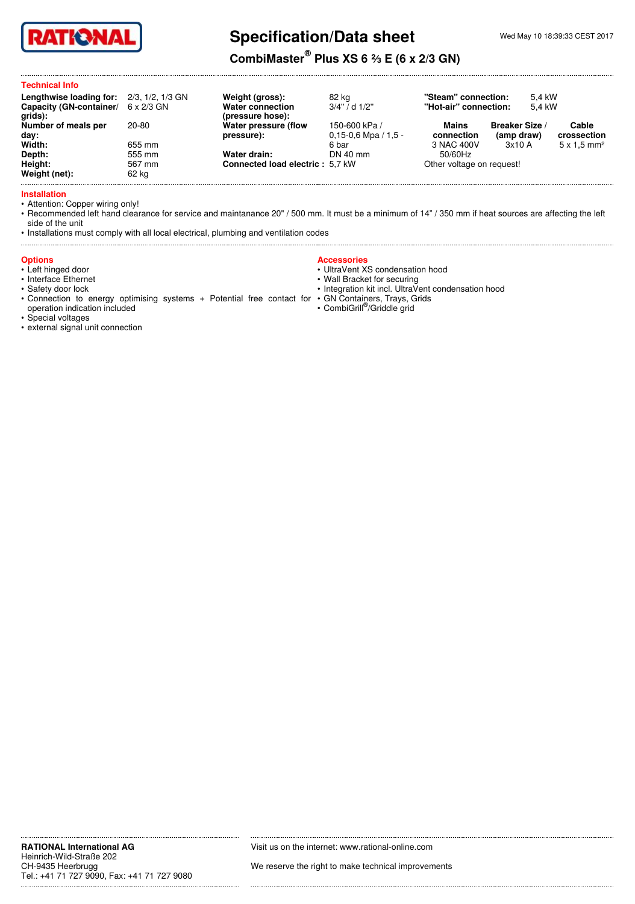# Specification/Data sheet

Wed May 10 18:39:33 CEST 2017

## CombiMaster® Plus XS 6 ⅔ E (6 x 2/3 GN)

### Technical Info

| | |
|---|---|
| **Lengthwise loading for:** | 2/3, 1/2, 1/3 GN |
| **Capacity (GN-container/ grids):** | 6 x 2/3 GN |
| **Number of meals per day:** | 20-80 |
| **Width:** | 655 mm |
| **Depth:** | 555 mm |
| **Height:** | 567 mm |
| **Weight (net):** | 62 kg |
| **Weight (gross):** | 82 kg |
| **Water connection (pressure hose):** | 3/4" / d 1/2" |
| **Water pressure (flow pressure):** | 150-600 kPa / 0,15-0,6 Mpa / 1,5 - 6 bar |
| **Water drain:** | DN 40 mm |
| **Connected load electric :** | 5,7 kW |
| **"Steam" connection:** | 5,4 kW |
| **"Hot-air" connection:** | 5,4 kW |

| Mains connection | Breaker Size / (amp draw) | Cable crossection |
|---|---|---|
| 3 NAC 400V 50/60Hz | 3x10 A | 5 x 1,5 mm² |

Other voltage on request!

### Installation

- Attention: Copper wiring only!
- Recommended left hand clearance for service and maintanance 20" / 500 mm. It must be a minimum of 14" / 350 mm if heat sources are affecting the left side of the unit
- Installations must comply with all local electrical, plumbing and ventilation codes

### Options

- Left hinged door
- Interface Ethernet
- Safety door lock
- Connection to energy optimising systems + Potential free contact for operation indication included
- Special voltages
- external signal unit connection

### Accessories

- UltraVent XS condensation hood
- Wall Bracket for securing
- Integration kit incl. UltraVent condensation hood
- GN Containers, Trays, Grids
- CombiGrill®/Griddle grid

**RATIONAL International AG**
Heinrich-Wild-Straße 202
CH-9435 Heerbrugg
Tel.: +41 71 727 9090, Fax: +41 71 727 9080

Visit us on the internet: www.rational-online.com

We reserve the right to make technical improvements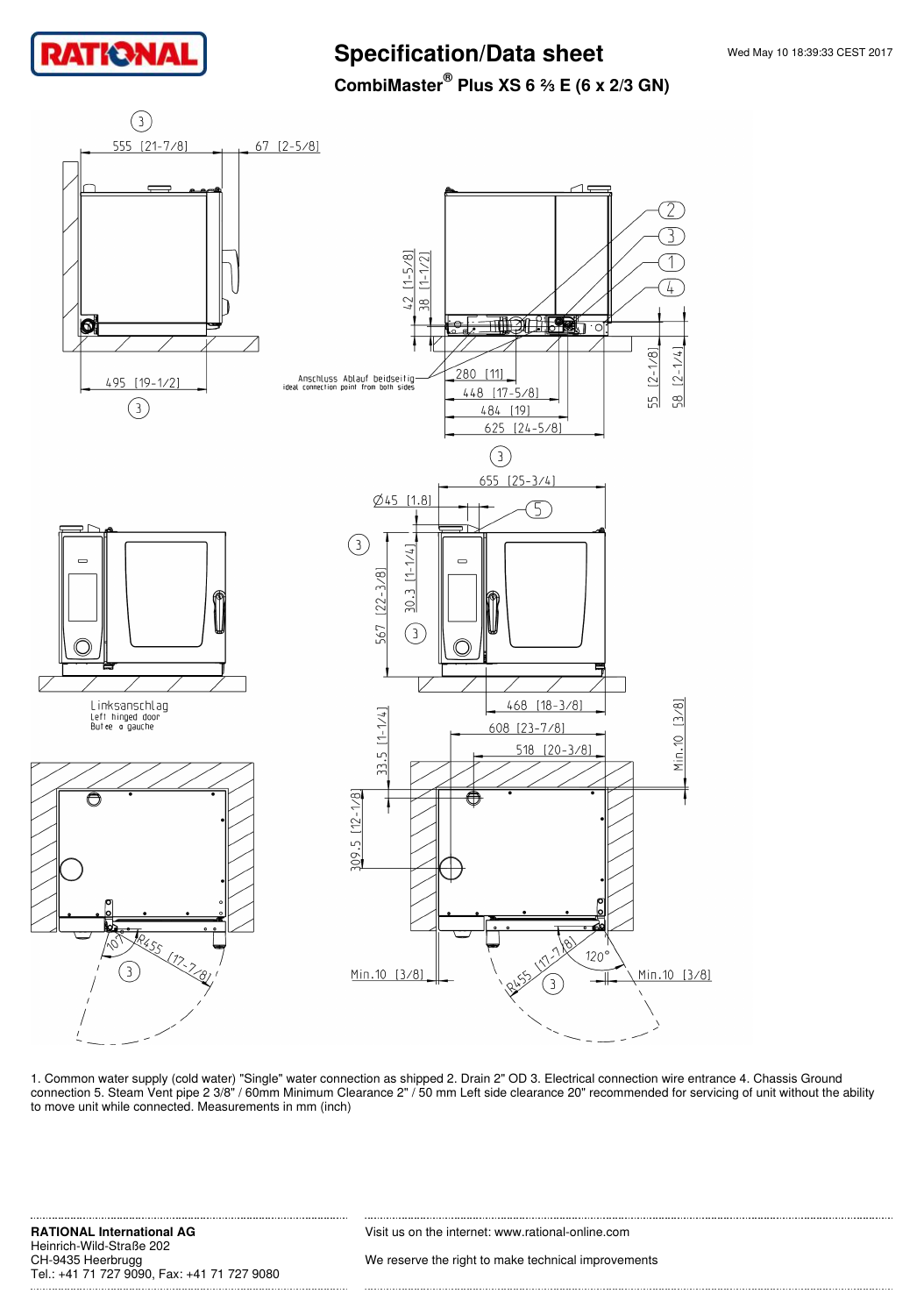# Specification/Data sheet

## CombiMaster® Plus XS 6 ⅔ E (6 x 2/3 GN)

555 [21-7/8]
67 [2-5/8]
495 [19-1/2]
42 [1-5/8]
38 [1-1/2]
Anschluss Ablauf beidseitig
ideal connection point from both sides
280 [11]
448 [17-5/8]
484 [19]
625 [24-5/8]
55 [2-1/8]
58 [2-1/4]
655 [25-3/4]
Ø45 [1.8]
567 [22-3/8]
30.3 [1-1/4]
Linksanschlag
Left hinged door
Butée a gauche
468 [18-3/8]
608 [23-7/8]
518 [20-3/8]
33.5 [1-1/4]
309.5 [12-1/8]
Min.10 [3/8]
R455 [17-7/8]
107°
120°
Min.10 [3/8]
Min.10 [3/8]

1. Common water supply (cold water) "Single" water connection as shipped 2. Drain 2" OD 3. Electrical connection wire entrance 4. Chassis Ground connection 5. Steam Vent pipe 2 3/8" / 60mm Minimum Clearance 2" / 50 mm Left side clearance 20" recommended for servicing of unit without the ability to move unit while connected. Measurements in mm (inch)

**RATIONAL International AG**
Heinrich-Wild-Straße 202
CH-9435 Heerbrugg
Tel.: +41 71 727 9090, Fax: +41 71 727 9080

Visit us on the internet: www.rational-online.com

We reserve the right to make technical improvements